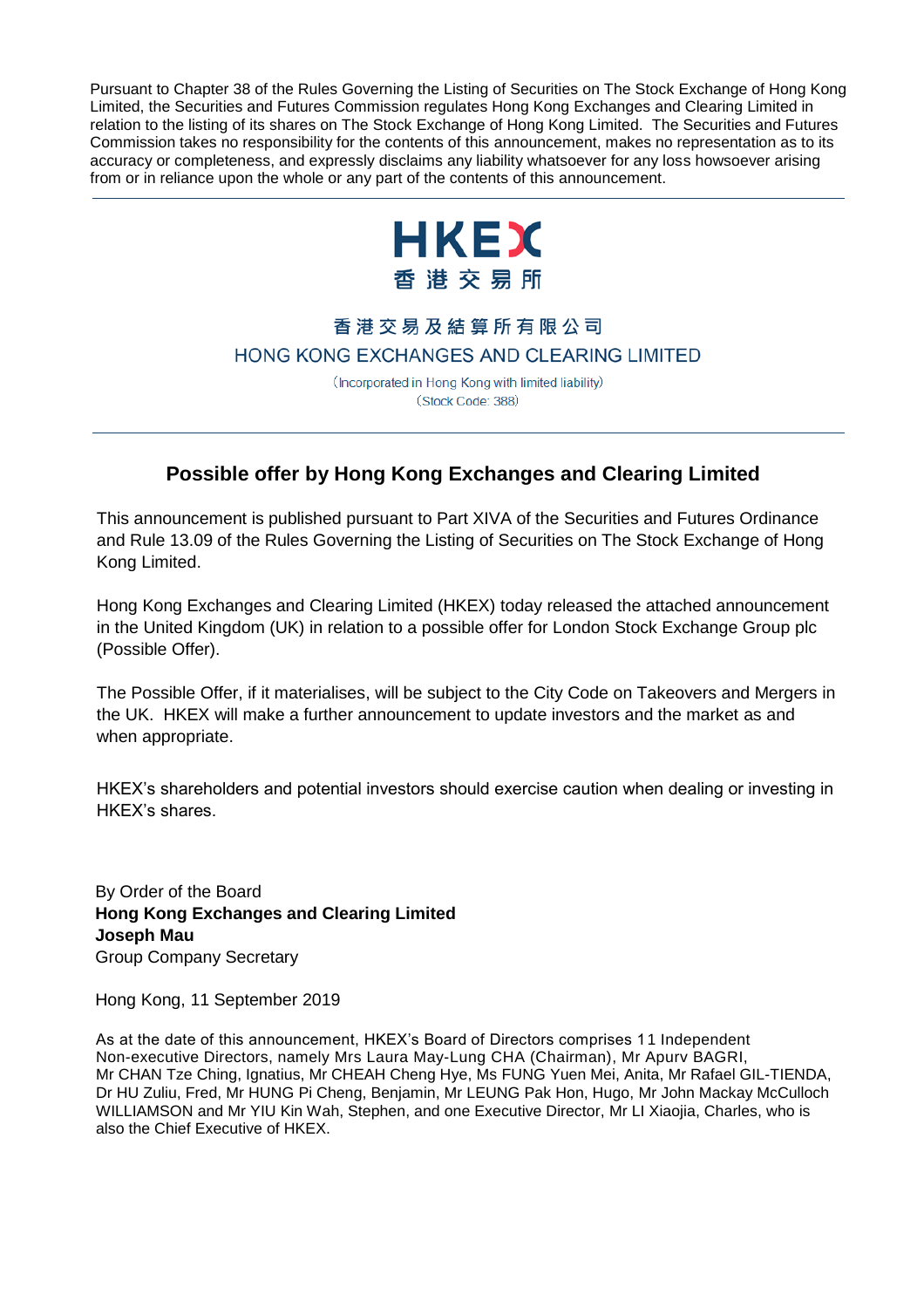Pursuant to Chapter 38 of the Rules Governing the Listing of Securities on The Stock Exchange of Hong Kong Limited, the Securities and Futures Commission regulates Hong Kong Exchanges and Clearing Limited in relation to the listing of its shares on The Stock Exchange of Hong Kong Limited. The Securities and Futures Commission takes no responsibility for the contents of this announcement, makes no representation as to its accuracy or completeness, and expressly disclaims any liability whatsoever for any loss howsoever arising from or in reliance upon the whole or any part of the contents of this announcement.

HKEX
香港交易所

香港交易及結算所有限公司
HONG KONG EXCHANGES AND CLEARING LIMITED

(Incorporated in Hong Kong with limited liability)
(Stock Code: 388)

## Possible offer by Hong Kong Exchanges and Clearing Limited

This announcement is published pursuant to Part XIVA of the Securities and Futures Ordinance and Rule 13.09 of the Rules Governing the Listing of Securities on The Stock Exchange of Hong Kong Limited.

Hong Kong Exchanges and Clearing Limited (HKEX) today released the attached announcement in the United Kingdom (UK) in relation to a possible offer for London Stock Exchange Group plc (Possible Offer).

The Possible Offer, if it materialises, will be subject to the City Code on Takeovers and Mergers in the UK. HKEX will make a further announcement to update investors and the market as and when appropriate.

HKEX's shareholders and potential investors should exercise caution when dealing or investing in HKEX's shares.

By Order of the Board
**Hong Kong Exchanges and Clearing Limited**
**Joseph Mau**
Group Company Secretary

Hong Kong, 11 September 2019

As at the date of this announcement, HKEX's Board of Directors comprises 11 Independent Non-executive Directors, namely Mrs Laura May-Lung CHA (Chairman), Mr Apurv BAGRI, Mr CHAN Tze Ching, Ignatius, Mr CHEAH Cheng Hye, Ms FUNG Yuen Mei, Anita, Mr Rafael GIL-TIENDA, Dr HU Zuliu, Fred, Mr HUNG Pi Cheng, Benjamin, Mr LEUNG Pak Hon, Hugo, Mr John Mackay McCulloch WILLIAMSON and Mr YIU Kin Wah, Stephen, and one Executive Director, Mr LI Xiaojia, Charles, who is also the Chief Executive of HKEX.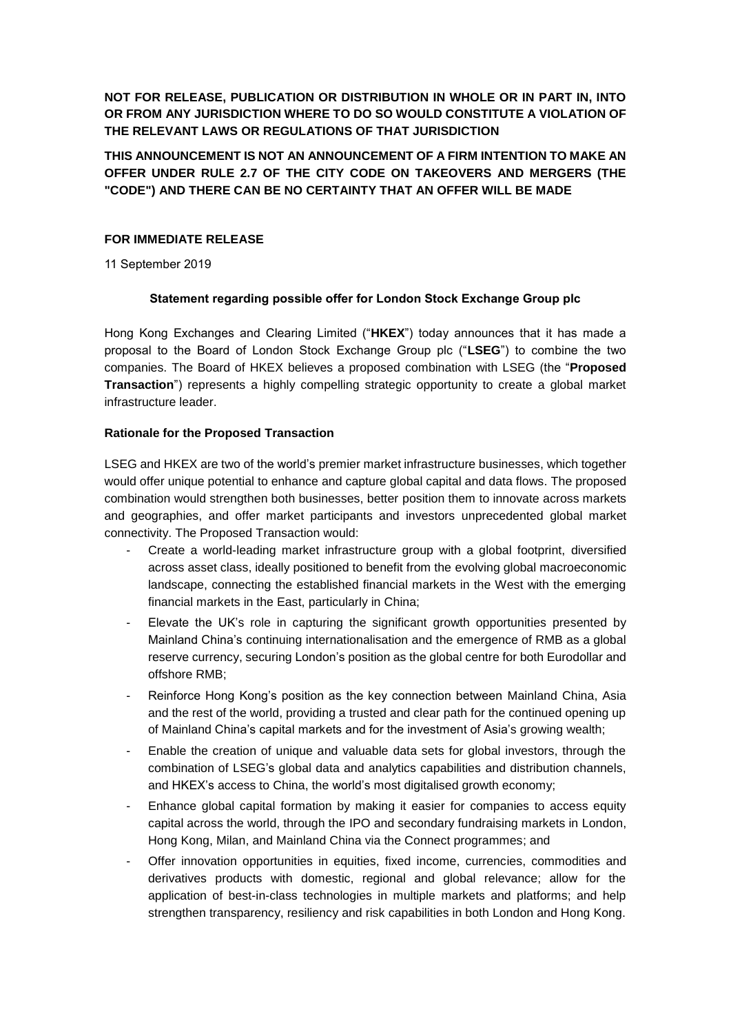**NOT FOR RELEASE, PUBLICATION OR DISTRIBUTION IN WHOLE OR IN PART IN, INTO OR FROM ANY JURISDICTION WHERE TO DO SO WOULD CONSTITUTE A VIOLATION OF THE RELEVANT LAWS OR REGULATIONS OF THAT JURISDICTION**

**THIS ANNOUNCEMENT IS NOT AN ANNOUNCEMENT OF A FIRM INTENTION TO MAKE AN OFFER UNDER RULE 2.7 OF THE CITY CODE ON TAKEOVERS AND MERGERS (THE "CODE") AND THERE CAN BE NO CERTAINTY THAT AN OFFER WILL BE MADE**

**FOR IMMEDIATE RELEASE**

11 September 2019

## Statement regarding possible offer for London Stock Exchange Group plc

Hong Kong Exchanges and Clearing Limited ("**HKEX**") today announces that it has made a proposal to the Board of London Stock Exchange plc ("**LSEG**") to combine the two companies. The Board of HKEX believes a proposed combination with LSEG (the "**Proposed Transaction**") represents a highly compelling strategic opportunity to create a global market infrastructure leader.

### Rationale for the Proposed Transaction

LSEG and HKEX are two of the world's premier market infrastructure businesses, which together would offer unique potential to enhance and capture global capital and data flows. The proposed combination would strengthen both businesses, better position them to innovate across markets and geographies, and offer market participants and investors unprecedented global market connectivity. The Proposed Transaction would:

- Create a world-leading market infrastructure group with a global footprint, diversified across asset class, ideally positioned to benefit from the evolving global macroeconomic landscape, connecting the established financial markets in the West with the emerging financial markets in the East, particularly in China;
- Elevate the UK's role in capturing the significant growth opportunities presented by Mainland China's continuing internationalisation and the emergence of RMB as a global reserve currency, securing London's position as the global centre for both Eurodollar and offshore RMB;
- Reinforce Hong Kong's position as the key connection between Mainland China, Asia and the rest of the world, providing a trusted and clear path for the continued opening up of Mainland China's capital markets and for the investment of Asia's growing wealth;
- Enable the creation of unique and valuable data sets for global investors, through the combination of LSEG's global data and analytics capabilities and distribution channels, and HKEX's access to China, the world's most digitalised growth economy;
- Enhance global capital formation by making it easier for companies to access equity capital across the world, through the IPO and secondary fundraising markets in London, Hong Kong, Milan, and Mainland China via the Connect programmes; and
- Offer innovation opportunities in equities, fixed income, currencies, commodities and derivatives products with domestic, regional and global relevance; allow for the application of best-in-class technologies in multiple markets and platforms; and help strengthen transparency, resiliency and risk capabilities in both London and Hong Kong.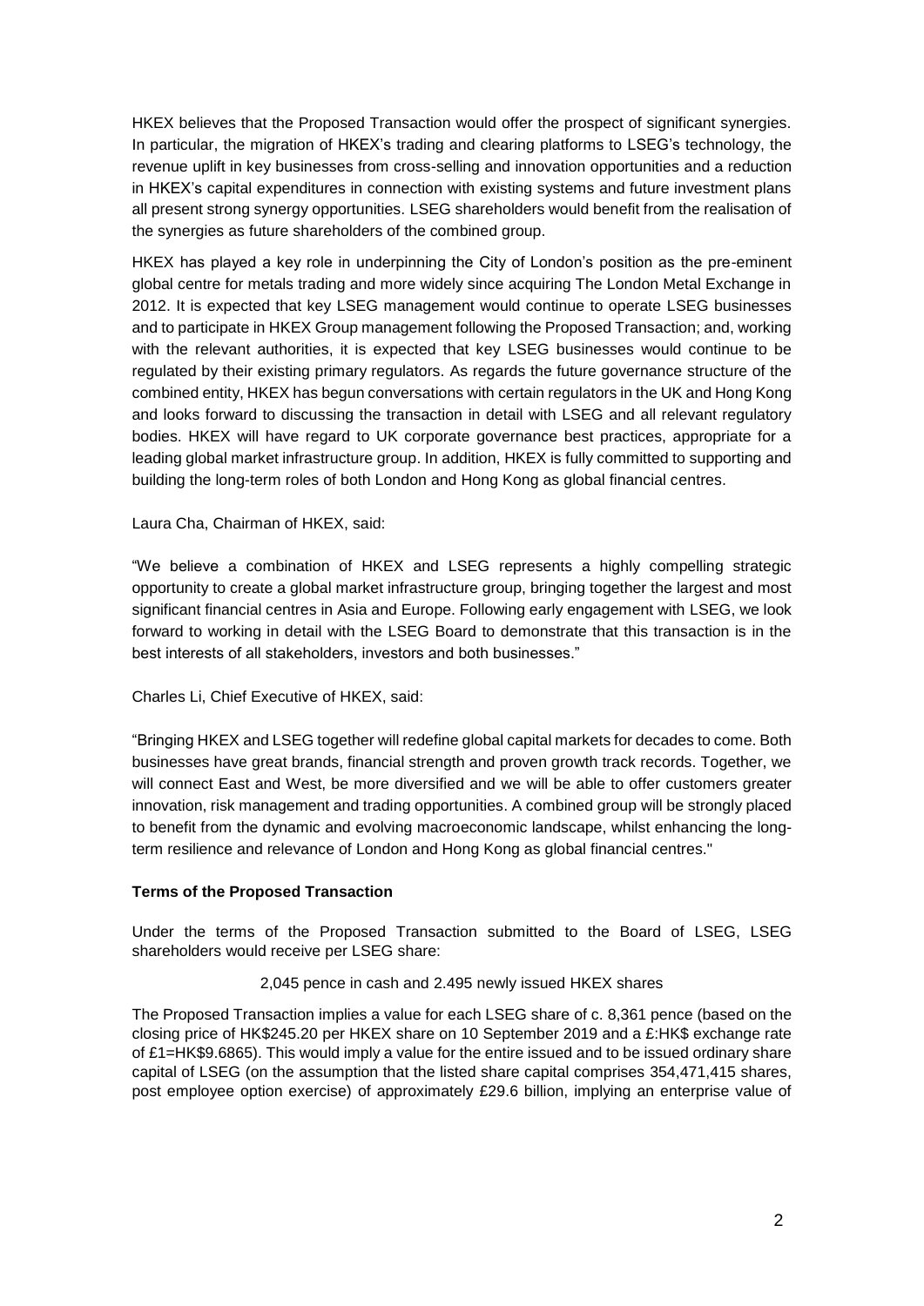HKEX believes that the Proposed Transaction would offer the prospect of significant synergies. In particular, the migration of HKEX's trading and clearing platforms to LSEG's technology, the revenue uplift in key businesses from cross-selling and innovation opportunities and a reduction in HKEX's capital expenditures in connection with existing systems and future investment plans all present strong synergy opportunities. LSEG shareholders would benefit from the realisation of the synergies as future shareholders of the combined group.

HKEX has played a key role in underpinning the City of London's position as the pre-eminent global centre for metals trading and more widely since acquiring The London Metal Exchange in 2012. It is expected that key LSEG management would continue to operate LSEG businesses and to participate in HKEX Group management following the Proposed Transaction; and, working with the relevant authorities, it is expected that key LSEG businesses would continue to be regulated by their existing primary regulators. As regards the future governance structure of the combined entity, HKEX has begun conversations with certain regulators in the UK and Hong Kong and looks forward to discussing the transaction in detail with LSEG and all relevant regulatory bodies. HKEX will have regard to UK corporate governance best practices, appropriate for a leading global market infrastructure group. In addition, HKEX is fully committed to supporting and building the long-term roles of both London and Hong Kong as global financial centres.

Laura Cha, Chairman of HKEX, said:

"We believe a combination of HKEX and LSEG represents a highly compelling strategic opportunity to create a global market infrastructure group, bringing together the largest and most significant financial centres in Asia and Europe. Following early engagement with LSEG, we look forward to working in detail with the LSEG Board to demonstrate that this transaction is in the best interests of all stakeholders, investors and both businesses."

Charles Li, Chief Executive of HKEX, said:

"Bringing HKEX and LSEG together will redefine global capital markets for decades to come. Both businesses have great brands, financial strength and proven growth track records. Together, we will connect East and West, be more diversified and we will be able to offer customers greater innovation, risk management and trading opportunities. A combined group will be strongly placed to benefit from the dynamic and evolving macroeconomic landscape, whilst enhancing the long-term resilience and relevance of London and Hong Kong as global financial centres."

**Terms of the Proposed Transaction**

Under the terms of the Proposed Transaction submitted to the Board of LSEG, LSEG shareholders would receive per LSEG share:

2,045 pence in cash and 2.495 newly issued HKEX shares

The Proposed Transaction implies a value for each LSEG share of c. 8,361 pence (based on the closing price of HK$245.20 per HKEX share on 10 September 2019 and a £:HK$ exchange rate of £1=HK$9.6865). This would imply a value for the entire issued and to be issued ordinary share capital of LSEG (on the assumption that the listed share capital comprises 354,471,415 shares, post employee option exercise) of approximately £29.6 billion, implying an enterprise value of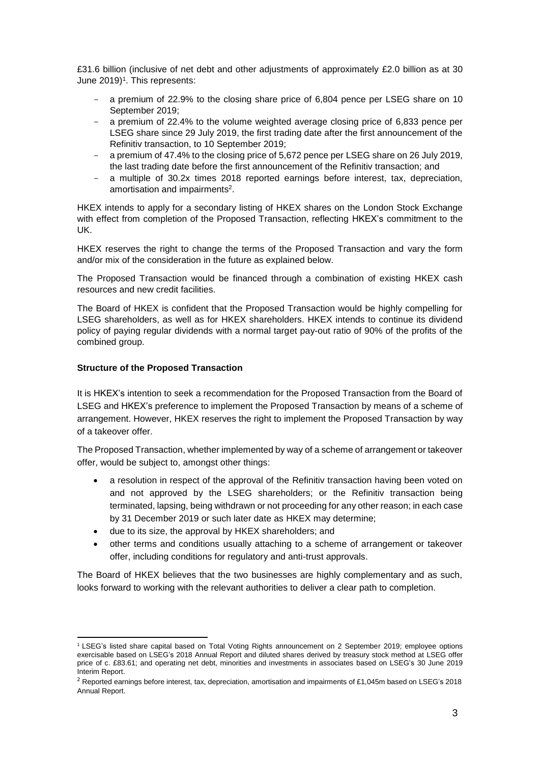£31.6 billion (inclusive of net debt and other adjustments of approximately £2.0 billion as at 30 June 2019)[1]. This represents:

- a premium of 22.9% to the closing share price of 6,804 pence per LSEG share on 10 September 2019;
- a premium of 22.4% to the volume weighted average closing price of 6,833 pence per LSEG share since 29 July 2019, the first trading date after the first announcement of the Refinitiv transaction, to 10 September 2019;
- a premium of 47.4% to the closing price of 5,672 pence per LSEG share on 26 July 2019, the last trading date before the first announcement of the Refinitiv transaction; and
- a multiple of 30.2x times 2018 reported earnings before interest, tax, depreciation, amortisation and impairments[2].

HKEX intends to apply for a secondary listing of HKEX shares on the London Stock Exchange with effect from completion of the Proposed Transaction, reflecting HKEX's commitment to the UK.

HKEX reserves the right to change the terms of the Proposed Transaction and vary the form and/or mix of the consideration in the future as explained below.

The Proposed Transaction would be financed through a combination of existing HKEX cash resources and new credit facilities.

The Board of HKEX is confident that the Proposed Transaction would be highly compelling for LSEG shareholders, as well as for HKEX shareholders. HKEX intends to continue its dividend policy of paying regular dividends with a normal target pay-out ratio of 90% of the profits of the combined group.

**Structure of the Proposed Transaction**

It is HKEX's intention to seek a recommendation for the Proposed Transaction from the Board of LSEG and HKEX's preference to implement the Proposed Transaction by means of a scheme of arrangement. However, HKEX reserves the right to implement the Proposed Transaction by way of a takeover offer.

The Proposed Transaction, whether implemented by way of a scheme of arrangement or takeover offer, would be subject to, amongst other things:

- a resolution in respect of the approval of the Refinitiv transaction having been voted on and not approved by the LSEG shareholders; or the Refinitiv transaction being terminated, lapsing, being withdrawn or not proceeding for any other reason; in each case by 31 December 2019 or such later date as HKEX may determine;
- due to its size, the approval by HKEX shareholders; and
- other terms and conditions usually attaching to a scheme of arrangement or takeover offer, including conditions for regulatory and anti-trust approvals.

The Board of HKEX believes that the two businesses are highly complementary and as such, looks forward to working with the relevant authorities to deliver a clear path to completion.

[1] LSEG's listed share capital based on Total Voting Rights announcement on 2 September 2019; employee options exercisable based on LSEG's 2018 Annual Report and diluted shares derived by treasury stock method at LSEG offer price of c. £83.61; and operating net debt, minorities and investments in associates based on LSEG's 30 June 2019 Interim Report.

[2] Reported earnings before interest, tax, depreciation, amortisation and impairments of £1,045m based on LSEG's 2018 Annual Report.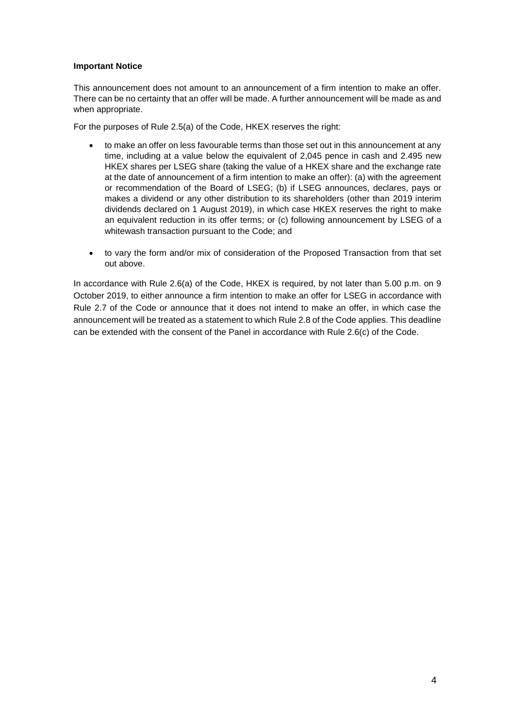**Important Notice**

This announcement does not amount to an announcement of a firm intention to make an offer. There can be no certainty that an offer will be made. A further announcement will be made as and when appropriate.

For the purposes of Rule 2.5(a) of the Code, HKEX reserves the right:

- to make an offer on less favourable terms than those set out in this announcement at any time, including at a value below the equivalent of 2,045 pence in cash and 2.495 new HKEX shares per LSEG share (taking the value of a HKEX share and the exchange rate at the date of announcement of a firm intention to make an offer): (a) with the agreement or recommendation of the Board of LSEG; (b) if LSEG announces, declares, pays or makes a dividend or any other distribution to its shareholders (other than 2019 interim dividends declared on 1 August 2019), in which case HKEX reserves the right to make an equivalent reduction in its offer terms; or (c) following announcement by LSEG of a whitewash transaction pursuant to the Code; and
- to vary the form and/or mix of consideration of the Proposed Transaction from that set out above.

In accordance with Rule 2.6(a) of the Code, HKEX is required, by not later than 5.00 p.m. on 9 October 2019, to either announce a firm intention to make an offer for LSEG in accordance with Rule 2.7 of the Code or announce that it does not intend to make an offer, in which case the announcement will be treated as a statement to which Rule 2.8 of the Code applies. This deadline can be extended with the consent of the Panel in accordance with Rule 2.6(c) of the Code.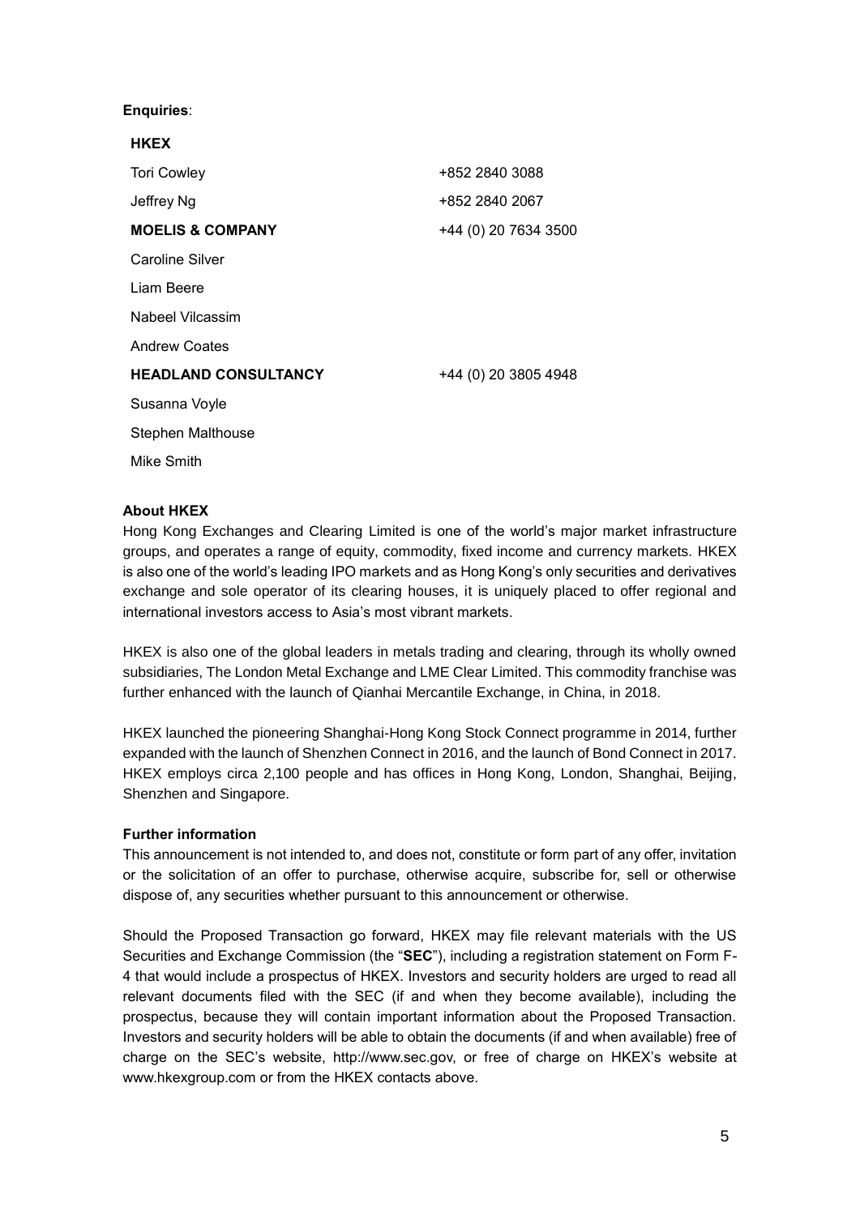**Enquiries**:

| **HKEX** | |
|---|---|
| Tori Cowley | +852 2840 3088 |
| Jeffrey Ng | +852 2840 2067 |
| **MOELIS & COMPANY** | +44 (0) 20 7634 3500 |
| Caroline Silver | |
| Liam Beere | |
| Nabeel Vilcassim | |
| Andrew Coates | |
| **HEADLAND CONSULTANCY** | +44 (0) 20 3805 4948 |
| Susanna Voyle | |
| Stephen Malthouse | |
| Mike Smith | |

**About HKEX**

Hong Kong Exchanges and Clearing Limited is one of the world's major market infrastructure groups, and operates a range of equity, commodity, fixed income and currency markets. HKEX is also one of the world's leading IPO markets and as Hong Kong's only securities and derivatives exchange and sole operator of its clearing houses, it is uniquely placed to offer regional and international investors access to Asia's most vibrant markets.

HKEX is also one of the global leaders in metals trading and clearing, through its wholly owned subsidiaries, The London Metal Exchange and LME Clear Limited. This commodity franchise was further enhanced with the launch of Qianhai Mercantile Exchange, in China, in 2018.

HKEX launched the pioneering Shanghai-Hong Kong Stock Connect programme in 2014, further expanded with the launch of Shenzhen Connect in 2016, and the launch of Bond Connect in 2017. HKEX employs circa 2,100 people and has offices in Hong Kong, London, Shanghai, Beijing, Shenzhen and Singapore.

**Further information**

This announcement is not intended to, and does not, constitute or form part of any offer, invitation or the solicitation of an offer to purchase, otherwise acquire, subscribe for, sell or otherwise dispose of, any securities whether pursuant to this announcement or otherwise.

Should the Proposed Transaction go forward, HKEX may file relevant materials with the US Securities and Exchange Commission (the "**SEC**"), including a registration statement on Form F-4 that would include a prospectus of HKEX. Investors and security holders are urged to read all relevant documents filed with the SEC (if and when they become available), including the prospectus, because they will contain important information about the Proposed Transaction. Investors and security holders will be able to obtain the documents (if and when available) free of charge on the SEC's website, http://www.sec.gov, or free of charge on HKEX's website at www.hkexgroup.com or from the HKEX contacts above.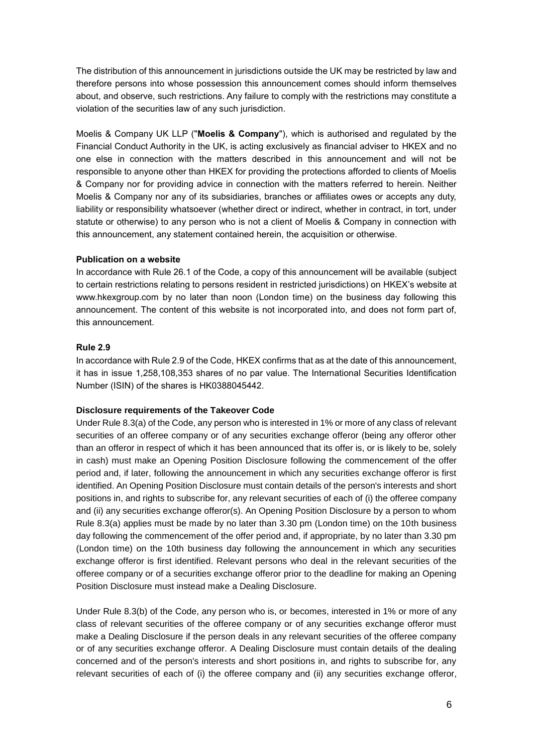The distribution of this announcement in jurisdictions outside the UK may be restricted by law and therefore persons into whose possession this announcement comes should inform themselves about, and observe, such restrictions. Any failure to comply with the restrictions may constitute a violation of the securities law of any such jurisdiction.

Moelis & Company UK LLP ("**Moelis & Company**"), which is authorised and regulated by the Financial Conduct Authority in the UK, is acting exclusively as financial adviser to HKEX and no one else in connection with the matters described in this announcement and will not be responsible to anyone other than HKEX for providing the protections afforded to clients of Moelis & Company nor for providing advice in connection with the matters referred to herein. Neither Moelis & Company nor any of its subsidiaries, branches or affiliates owes or accepts any duty, liability or responsibility whatsoever (whether direct or indirect, whether in contract, in tort, under statute or otherwise) to any person who is not a client of Moelis & Company in connection with this announcement, any statement contained herein, the acquisition or otherwise.

**Publication on a website**

In accordance with Rule 26.1 of the Code, a copy of this announcement will be available (subject to certain restrictions relating to persons resident in restricted jurisdictions) on HKEX's website at www.hkexgroup.com by no later than noon (London time) on the business day following this announcement. The content of this website is not incorporated into, and does not form part of, this announcement.

**Rule 2.9**

In accordance with Rule 2.9 of the Code, HKEX confirms that as at the date of this announcement, it has in issue 1,258,108,353 shares of no par value. The International Securities Identification Number (ISIN) of the shares is HK0388045442.

**Disclosure requirements of the Takeover Code**

Under Rule 8.3(a) of the Code, any person who is interested in 1% or more of any class of relevant securities of an offeree company or of any securities exchange offeror (being any offeror other than an offeror in respect of which it has been announced that its offer is, or is likely to be, solely in cash) must make an Opening Position Disclosure following the commencement of the offer period and, if later, following the announcement in which any securities exchange offeror is first identified. An Opening Position Disclosure must contain details of the person's interests and short positions in, and rights to subscribe for, any relevant securities of each of (i) the offeree company and (ii) any securities exchange offeror(s). An Opening Position Disclosure by a person to whom Rule 8.3(a) applies must be made by no later than 3.30 pm (London time) on the 10th business day following the commencement of the offer period and, if appropriate, by no later than 3.30 pm (London time) on the 10th business day following the announcement in which any securities exchange offeror is first identified. Relevant persons who deal in the relevant securities of the offeree company or of a securities exchange offeror prior to the deadline for making an Opening Position Disclosure must instead make a Dealing Disclosure.

Under Rule 8.3(b) of the Code, any person who is, or becomes, interested in 1% or more of any class of relevant securities of the offeree company or of any securities exchange offeror must make a Dealing Disclosure if the person deals in any relevant securities of the offeree company or of any securities exchange offeror. A Dealing Disclosure must contain details of the dealing concerned and of the person's interests and short positions in, and rights to subscribe for, any relevant securities of each of (i) the offeree company and (ii) any securities exchange offeror,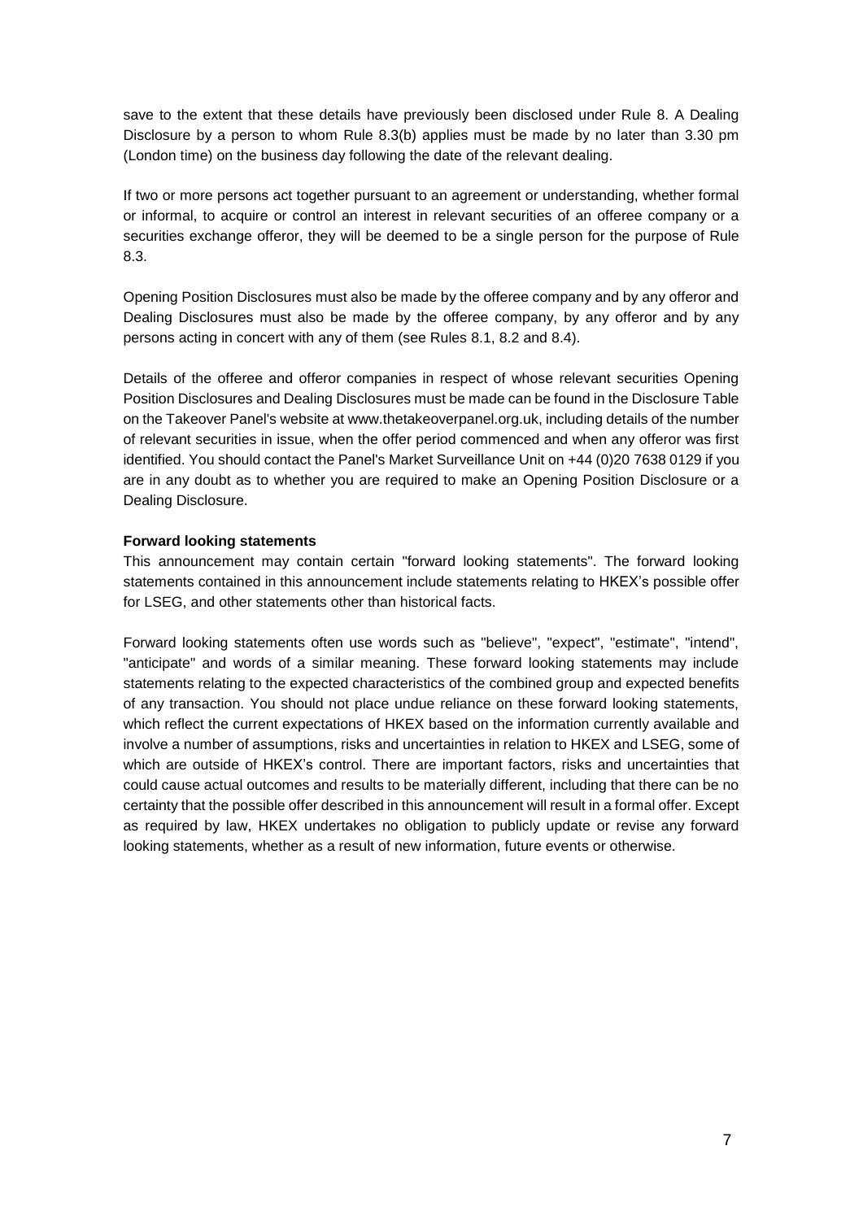save to the extent that these details have previously been disclosed under Rule 8. A Dealing Disclosure by a person to whom Rule 8.3(b) applies must be made by no later than 3.30 pm (London time) on the business day following the date of the relevant dealing.

If two or more persons act together pursuant to an agreement or understanding, whether formal or informal, to acquire or control an interest in relevant securities of an offeree company or a securities exchange offeror, they will be deemed to be a single person for the purpose of Rule 8.3.

Opening Position Disclosures must also be made by the offeree company and by any offeror and Dealing Disclosures must also be made by the offeree company, by any offeror and by any persons acting in concert with any of them (see Rules 8.1, 8.2 and 8.4).

Details of the offeree and offeror companies in respect of whose relevant securities Opening Position Disclosures and Dealing Disclosures must be made can be found in the Disclosure Table on the Takeover Panel's website at www.thetakeoverpanel.org.uk, including details of the number of relevant securities in issue, when the offer period commenced and when any offeror was first identified. You should contact the Panel's Market Surveillance Unit on +44 (0)20 7638 0129 if you are in any doubt as to whether you are required to make an Opening Position Disclosure or a Dealing Disclosure.

**Forward looking statements**

This announcement may contain certain "forward looking statements". The forward looking statements contained in this announcement include statements relating to HKEX's possible offer for LSEG, and other statements other than historical facts.

Forward looking statements often use words such as "believe", "expect", "estimate", "intend", "anticipate" and words of a similar meaning. These forward looking statements may include statements relating to the expected characteristics of the combined group and expected benefits of any transaction. You should not place undue reliance on these forward looking statements, which reflect the current expectations of HKEX based on the information currently available and involve a number of assumptions, risks and uncertainties in relation to HKEX and LSEG, some of which are outside of HKEX's control. There are important factors, risks and uncertainties that could cause actual outcomes and results to be materially different, including that there can be no certainty that the possible offer described in this announcement will result in a formal offer. Except as required by law, HKEX undertakes no obligation to publicly update or revise any forward looking statements, whether as a result of new information, future events or otherwise.